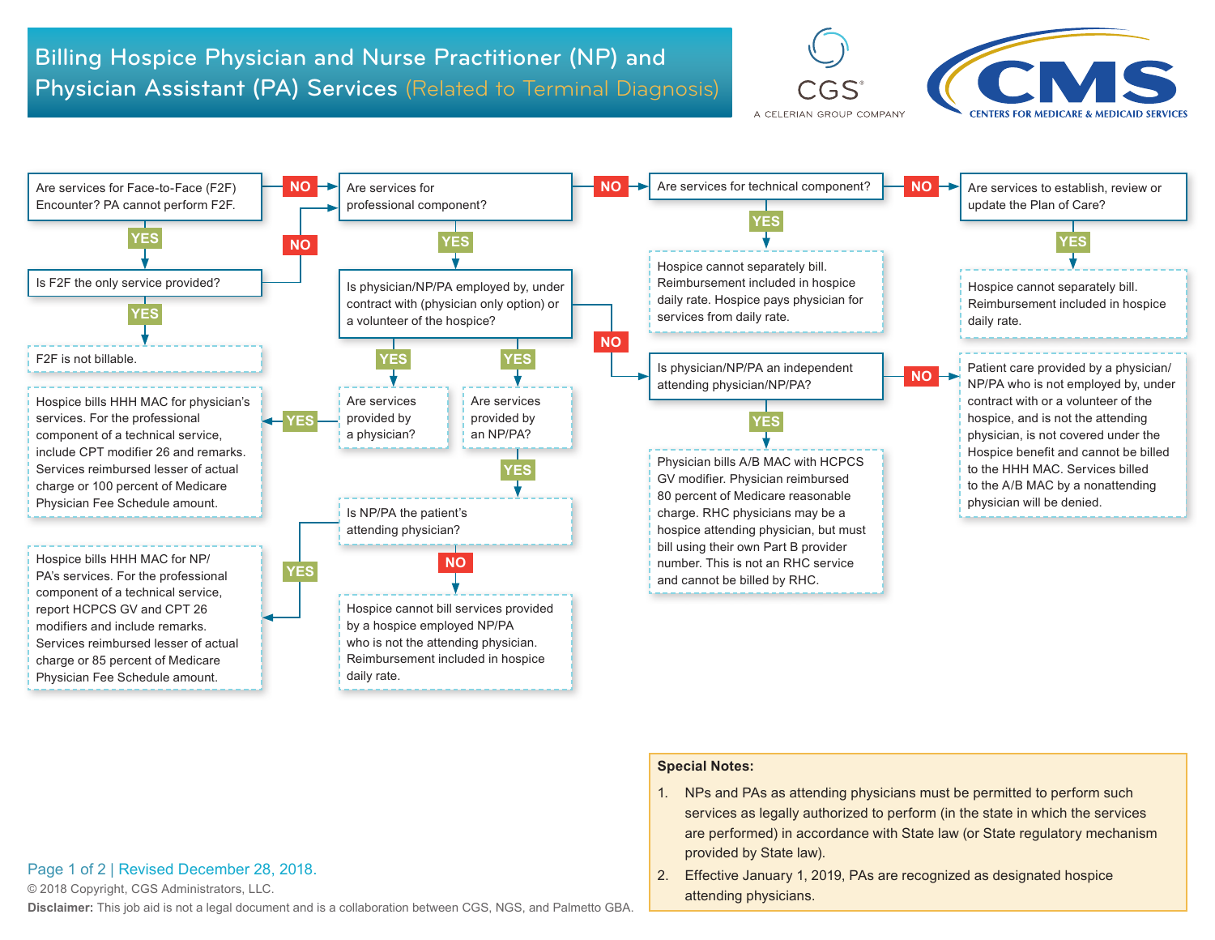# Billing Hospice Physician and Nurse Practitioner (NP) and Physician Assistant (PA) Services (Related to Terminal Diagnosis)

CGS
A CELERIAN GROUP COMPANY

CMS
CENTERS FOR MEDICARE & MEDICAID SERVICES

**Are services for Face-to-Face (F2F) Encounter? PA cannot perform F2F.**

- **YES** → **Is F2F the only service provided?**
  - **YES** → F2F is not billable.
  - **NO** → Go to "Are services for professional component?"
- **NO** → **Are services for professional component?**
  - **YES** → **Is physician/NP/PA employed by, under contract with (physician only option) or a volunteer of the hospice?**
    - **YES** → **Are services provided by a physician?**
      - **YES** → Hospice bills HHH MAC for physician's services. For the professional component of a technical service, include CPT modifier 26 and remarks. Services reimbursed lesser of actual charge or 100 percent of Medicare Physician Fee Schedule amount.
    - **YES** → **Are services provided by an NP/PA?**
      - **YES** → **Is NP/PA the patient's attending physician?**
        - **YES** → Hospice bills HHH MAC for NP/PA's services. For the professional component of a technical service, report HCPCS GV and CPT 26 modifiers and include remarks. Services reimbursed lesser of actual charge or 85 percent of Medicare Physician Fee Schedule amount.
        - **NO** → Hospice cannot bill services provided by a hospice employed NP/PA who is not the attending physician. Reimbursement included in hospice daily rate.
    - **NO** → **Is physician/NP/PA an independent attending physician/NP/PA?**
      - **YES** → Physician bills A/B MAC with HCPCS GV modifier. Physician reimbursed 80 percent of Medicare reasonable charge. RHC physicians may be a hospice attending physician, but must bill using their own Part B provider number. This is not an RHC service and cannot be billed by RHC.
      - **NO** → Patient care provided by a physician/NP/PA who is not employed by, under contract with or a volunteer of the hospice, and is not the attending physician, is not covered under the Hospice benefit and cannot be billed to the HHH MAC. Services billed to the A/B MAC by a nonattending physician will be denied.
  - **NO** → **Are services for technical component?**
    - **YES** → Hospice cannot separately bill. Reimbursement included in hospice daily rate. Hospice pays physician for services from daily rate.
    - **NO** → **Are services to establish, review or update the Plan of Care?**
      - **YES** → Hospice cannot separately bill. Reimbursement included in hospice daily rate.

**Special Notes:**

1. NPs and PAs as attending physicians must be permitted to perform such services as legally authorized to perform (in the state in which the services are performed) in accordance with State law (or State regulatory mechanism provided by State law).
2. Effective January 1, 2019, PAs are recognized as designated hospice attending physicians.

Revised December 28, 2018.

© 2018 Copyright, CGS Administrators, LLC.

**Disclaimer:** This job aid is not a legal document and is a collaboration between CGS, NGS, and Palmetto GBA.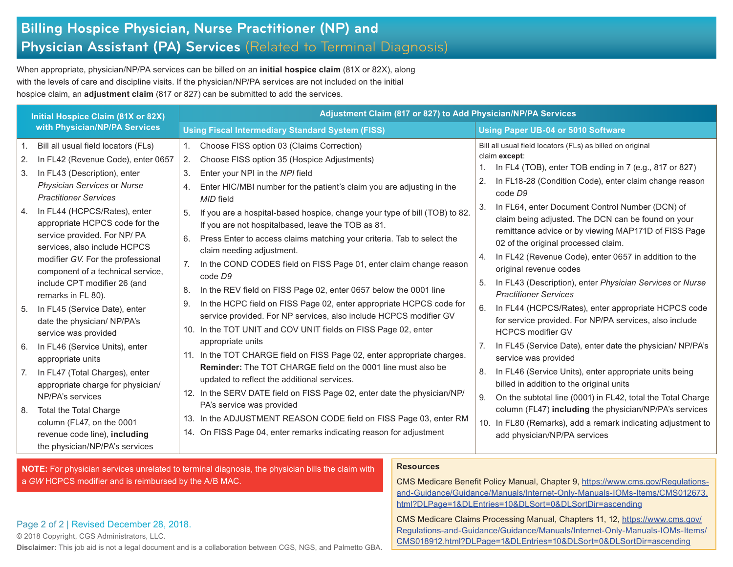# Billing Hospice Physician, Nurse Practitioner (NP) and Physician Assistant (PA) Services (Related to Terminal Diagnosis)

When appropriate, physician/NP/PA services can be billed on an **initial hospice claim** (81X or 82X), along with the levels of care and discipline visits. If the physician/NP/PA services are not included on the initial hospice claim, an **adjustment claim** (817 or 827) can be submitted to add the services.

| Initial Hospice Claim (81X or 82X) with Physician/NP/PA Services | Adjustment Claim (817 or 827) to Add Physician/NP/PA Services | |
|---|---|---|
| | **Using Fiscal Intermediary Standard System (FISS)** | **Using Paper UB-04 or 5010 Software** |
| 1. Bill all usual field locators (FLs)<br>2. In FL42 (Revenue Code), enter 0657<br>3. In FL43 (Description), enter *Physician Services* or *Nurse Practitioner Services*<br>4. In FL44 (HCPCS/Rates), enter appropriate HCPCS code for the service provided. For NP/ PA services, also include HCPCS modifier *GV*. For the professional component of a technical service, include CPT modifier 26 (and remarks in FL 80).<br>5. In FL45 (Service Date), enter date the physician/ NP/PA's service was provided<br>6. In FL46 (Service Units), enter appropriate units<br>7. In FL47 (Total Charges), enter appropriate charge for physician/ NP/PA's services<br>8. Total the Total Charge column (FL47, on the 0001 revenue code line), **including** the physician/NP/PA's services | 1. Choose FISS option 03 (Claims Correction)<br>2. Choose FISS option 35 (Hospice Adjustments)<br>3. Enter your NPI in the *NPI* field<br>4. Enter HIC/MBI number for the patient's claim you are adjusting in the *MID* field<br>5. If you are a hospital-based hospice, change your type of bill (TOB) to 82. If you are not hospitalbased, leave the TOB as 81.<br>6. Press Enter to access claims matching your criteria. Tab to select the claim needing adjustment.<br>7. In the COND CODES field on FISS Page 01, enter claim change reason code *D9*<br>8. In the REV field on FISS Page 02, enter 0657 below the 0001 line<br>9. In the HCPC field on FISS Page 02, enter appropriate HCPCS code for service provided. For NP services, also include HCPCS modifier GV<br>10. In the TOT UNIT and COV UNIT fields on FISS Page 02, enter appropriate units<br>11. In the TOT CHARGE field on FISS Page 02, enter appropriate charges. **Reminder:** The TOT CHARGE field on the 0001 line must also be updated to reflect the additional services.<br>12. In the SERV DATE field on FISS Page 02, enter date the physician/NP/ PA's service was provided<br>13. In the ADJUSTMENT REASON CODE field on FISS Page 03, enter RM<br>14. On FISS Page 04, enter remarks indicating reason for adjustment | Bill all usual field locators (FLs) as billed on original claim **except**:<br>1. In FL4 (TOB), enter TOB ending in 7 (e.g., 817 or 827)<br>2. In FL18-28 (Condition Code), enter claim change reason code *D9*<br>3. In FL64, enter Document Control Number (DCN) of claim being adjusted. The DCN can be found on your remittance advice or by viewing MAP171D of FISS Page 02 of the original processed claim.<br>4. In FL42 (Revenue Code), enter 0657 in addition to the original revenue codes<br>5. In FL43 (Description), enter *Physician Services* or *Nurse Practitioner Services*<br>6. In FL44 (HCPCS/Rates), enter appropriate HCPCS code for service provided. For NP/PA services, also include HCPCS modifier GV<br>7. In FL45 (Service Date), enter date the physician/ NP/PA's service was provided<br>8. In FL46 (Service Units), enter appropriate units being billed in addition to the original units<br>9. On the subtotal line (0001) in FL42, total the Total Charge column (FL47) **including** the physician/NP/PA's services<br>10. In FL80 (Remarks), add a remark indicating adjustment to add physician/NP/PA services |

**NOTE:** For physician services unrelated to terminal diagnosis, the physician bills the claim with a *GW* HCPCS modifier and is reimbursed by the A/B MAC.

**Resources**

CMS Medicare Benefit Policy Manual, Chapter 9, https://www.cms.gov/Regulations-and-Guidance/Guidance/Manuals/Internet-Only-Manuals-IOMs-Items/CMS012673.html?DLPage=1&DLEntries=10&DLSort=0&DLSortDir=ascending

CMS Medicare Claims Processing Manual, Chapters 11, 12, https://www.cms.gov/Regulations-and-Guidance/Guidance/Manuals/Internet-Only-Manuals-IOMs-Items/CMS018912.html?DLPage=1&DLEntries=10&DLSort=0&DLSortDir=ascending

Revised December 28, 2018.

© 2018 Copyright, CGS Administrators, LLC.

**Disclaimer:** This job aid is not a legal document and is a collaboration between CGS, NGS, and Palmetto GBA.